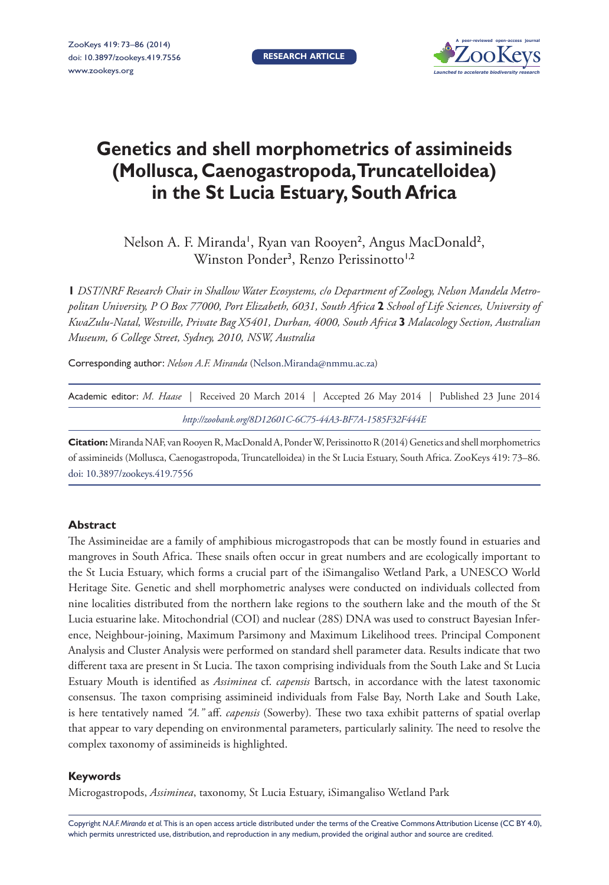RESEARCH ARTICLE

# Genetics and shell morphometrics of assimineids (Mollusca, Caenogastropoda, Truncatelloidea) in the St Lucia Estuary, South Africa

Nelson A. F. Miranda[1], Ryan van Rooyen[2], Angus MacDonald[2], Winston Ponder[3], Renzo Perissinotto[1,2]

**1** *DST/NRF Research Chair in Shallow Water Ecosystems, c/o Department of Zoology, Nelson Mandela Metropolitan University, P O Box 77000, Port Elizabeth, 6031, South Africa* **2** *School of Life Sciences, University of KwaZulu-Natal, Westville, Private Bag X5401, Durban, 4000, South Africa* **3** *Malacology Section, Australian Museum, 6 College Street, Sydney, 2010, NSW, Australia*

Corresponding author: *Nelson A.F. Miranda* (Nelson.Miranda@nmmu.ac.za)

Academic editor: *M. Haase* | Received 20 March 2014 | Accepted 26 May 2014 | Published 23 June 2014

*http://zoobank.org/8D12601C-6C75-44A3-BF7A-1585F32F444E*

**Citation:** Miranda NAF, van Rooyen R, MacDonald A, Ponder W, Perissinotto R (2014) Genetics and shell morphometrics of assimineids (Mollusca, Caenogastropoda, Truncatelloidea) in the St Lucia Estuary, South Africa. ZooKeys 419: 73–86. doi: 10.3897/zookeys.419.7556

## Abstract

The Assimineidae are a family of amphibious microgastropods that can be mostly found in estuaries and mangroves in South Africa. These snails often occur in great numbers and are ecologically important to the St Lucia Estuary, which forms a crucial part of the iSimangaliso Wetland Park, a UNESCO World Heritage Site. Genetic and shell morphometric analyses were conducted on individuals collected from nine localities distributed from the northern lake regions to the southern lake and the mouth of the St Lucia estuarine lake. Mitochondrial (COI) and nuclear (28S) DNA was used to construct Bayesian Inference, Neighbour-joining, Maximum Parsimony and Maximum Likelihood trees. Principal Component Analysis and Cluster Analysis were performed on standard shell parameter data. Results indicate that two different taxa are present in St Lucia. The taxon comprising individuals from the South Lake and St Lucia Estuary Mouth is identified as *Assiminea* cf. *capensis* Bartsch, in accordance with the latest taxonomic consensus. The taxon comprising assimineid individuals from False Bay, North Lake and South Lake, is here tentatively named *"A."* aff. *capensis* (Sowerby). These two taxa exhibit patterns of spatial overlap that appear to vary depending on environmental parameters, particularly salinity. The need to resolve the complex taxonomy of assimineids is highlighted.

## Keywords

Microgastropods, *Assiminea*, taxonomy, St Lucia Estuary, iSimangaliso Wetland Park

Copyright *N.A.F. Miranda et al.* This is an open access article distributed under the terms of the Creative Commons Attribution License (CC BY 4.0), which permits unrestricted use, distribution, and reproduction in any medium, provided the original author and source are credited.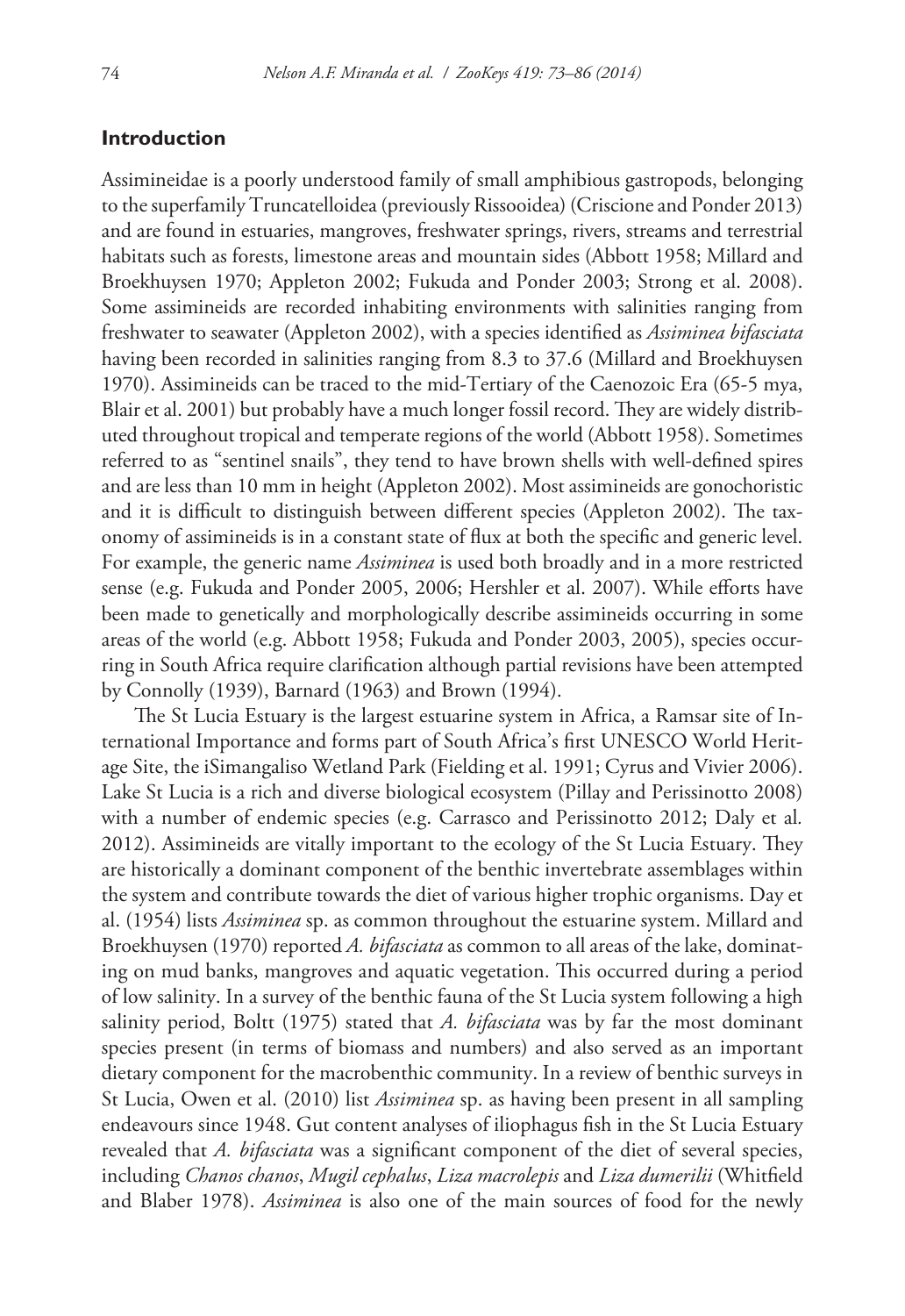## Introduction

Assimineidae is a poorly understood family of small amphibious gastropods, belonging to the superfamily Truncatelloidea (previously Rissooidea) (Criscione and Ponder 2013) and are found in estuaries, mangroves, freshwater springs, rivers, streams and terrestrial habitats such as forests, limestone areas and mountain sides (Abbott 1958; Millard and Broekhuysen 1970; Appleton 2002; Fukuda and Ponder 2003; Strong et al. 2008). Some assimineids are recorded inhabiting environments with salinities ranging from freshwater to seawater (Appleton 2002), with a species identified as *Assiminea bifasciata* having been recorded in salinities ranging from 8.3 to 37.6 (Millard and Broekhuysen 1970). Assimineids can be traced to the mid-Tertiary of the Caenozoic Era (65-5 mya, Blair et al. 2001) but probably have a much longer fossil record. They are widely distributed throughout tropical and temperate regions of the world (Abbott 1958). Sometimes referred to as "sentinel snails", they tend to have brown shells with well-defined spires and are less than 10 mm in height (Appleton 2002). Most assimineids are gonochoristic and it is difficult to distinguish between different species (Appleton 2002). The taxonomy of assimineids is in a constant state of flux at both the specific and generic level. For example, the generic name *Assiminea* is used both broadly and in a more restricted sense (e.g. Fukuda and Ponder 2005, 2006; Hershler et al. 2007). While efforts have been made to genetically and morphologically describe assimineids occurring in some areas of the world (e.g. Abbott 1958; Fukuda and Ponder 2003, 2005), species occurring in South Africa require clarification although partial revisions have been attempted by Connolly (1939), Barnard (1963) and Brown (1994).

The St Lucia Estuary is the largest estuarine system in Africa, a Ramsar site of International Importance and forms part of South Africa's first UNESCO World Heritage Site, the iSimangaliso Wetland Park (Fielding et al. 1991; Cyrus and Vivier 2006). Lake St Lucia is a rich and diverse biological ecosystem (Pillay and Perissinotto 2008) with a number of endemic species (e.g. Carrasco and Perissinotto 2012; Daly et al. 2012). Assimineids are vitally important to the ecology of the St Lucia Estuary. They are historically a dominant component of the benthic invertebrate assemblages within the system and contribute towards the diet of various higher trophic organisms. Day et al. (1954) lists *Assiminea* sp. as common throughout the estuarine system. Millard and Broekhuysen (1970) reported *A. bifasciata* as common to all areas of the lake, dominating on mud banks, mangroves and aquatic vegetation. This occurred during a period of low salinity. In a survey of the benthic fauna of the St Lucia system following a high salinity period, Boltt (1975) stated that *A. bifasciata* was by far the most dominant species present (in terms of biomass and numbers) and also served as an important dietary component for the macrobenthic community. In a review of benthic surveys in St Lucia, Owen et al. (2010) list *Assiminea* sp. as having been present in all sampling endeavours since 1948. Gut content analyses of iliophagus fish in the St Lucia Estuary revealed that *A. bifasciata* was a significant component of the diet of several species, including *Chanos chanos*, *Mugil cephalus*, *Liza macrolepis* and *Liza dumerilii* (Whitfield and Blaber 1978). *Assiminea* is also one of the main sources of food for the newly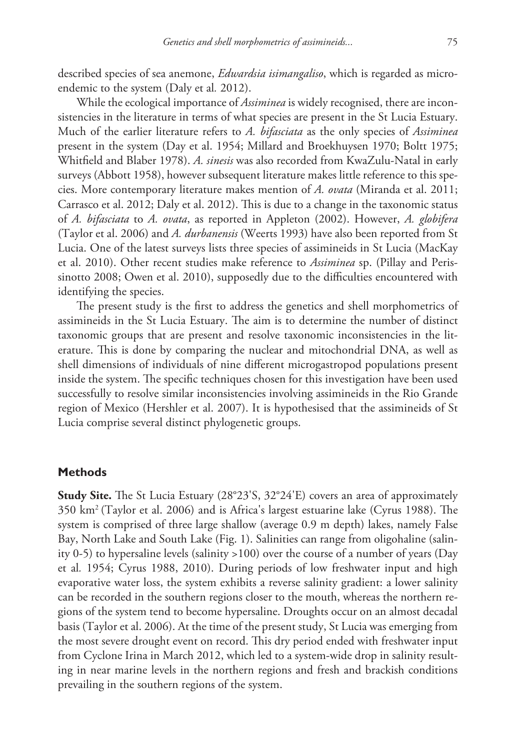described species of sea anemone, *Edwardsia isimangaliso*, which is regarded as micro-endemic to the system (Daly et al. 2012).

While the ecological importance of *Assiminea* is widely recognised, there are inconsistencies in the literature in terms of what species are present in the St Lucia Estuary. Much of the earlier literature refers to *A. bifasciata* as the only species of *Assiminea* present in the system (Day et al. 1954; Millard and Broekhuysen 1970; Boltt 1975; Whitfield and Blaber 1978). *A. sinesis* was also recorded from KwaZulu-Natal in early surveys (Abbott 1958), however subsequent literature makes little reference to this species. More contemporary literature makes mention of *A. ovata* (Miranda et al. 2011; Carrasco et al. 2012; Daly et al. 2012). This is due to a change in the taxonomic status of *A. bifasciata* to *A. ovata*, as reported in Appleton (2002). However, *A. globifera* (Taylor et al. 2006) and *A. durbanensis* (Weerts 1993) have also been reported from St Lucia. One of the latest surveys lists three species of assimineids in St Lucia (MacKay et al. 2010). Other recent studies make reference to *Assiminea* sp. (Pillay and Perissinotto 2008; Owen et al. 2010), supposedly due to the difficulties encountered with identifying the species.

The present study is the first to address the genetics and shell morphometrics of assimineids in the St Lucia Estuary. The aim is to determine the number of distinct taxonomic groups that are present and resolve taxonomic inconsistencies in the literature. This is done by comparing the nuclear and mitochondrial DNA, as well as shell dimensions of individuals of nine different microgastropod populations present inside the system. The specific techniques chosen for this investigation have been used successfully to resolve similar inconsistencies involving assimineids in the Rio Grande region of Mexico (Hershler et al. 2007). It is hypothesised that the assimineids of St Lucia comprise several distinct phylogenetic groups.

## Methods

**Study Site.** The St Lucia Estuary (28°23'S, 32°24'E) covers an area of approximately 350 km$^2$ (Taylor et al. 2006) and is Africa's largest estuarine lake (Cyrus 1988). The system is comprised of three large shallow (average 0.9 m depth) lakes, namely False Bay, North Lake and South Lake (Fig. 1). Salinities can range from oligohaline (salinity 0-5) to hypersaline levels (salinity >100) over the course of a number of years (Day et al. 1954; Cyrus 1988, 2010). During periods of low freshwater input and high evaporative water loss, the system exhibits a reverse salinity gradient: a lower salinity can be recorded in the southern regions closer to the mouth, whereas the northern regions of the system tend to become hypersaline. Droughts occur on an almost decadal basis (Taylor et al. 2006). At the time of the present study, St Lucia was emerging from the most severe drought event on record. This dry period ended with freshwater input from Cyclone Irina in March 2012, which led to a system-wide drop in salinity resulting in near marine levels in the northern regions and fresh and brackish conditions prevailing in the southern regions of the system.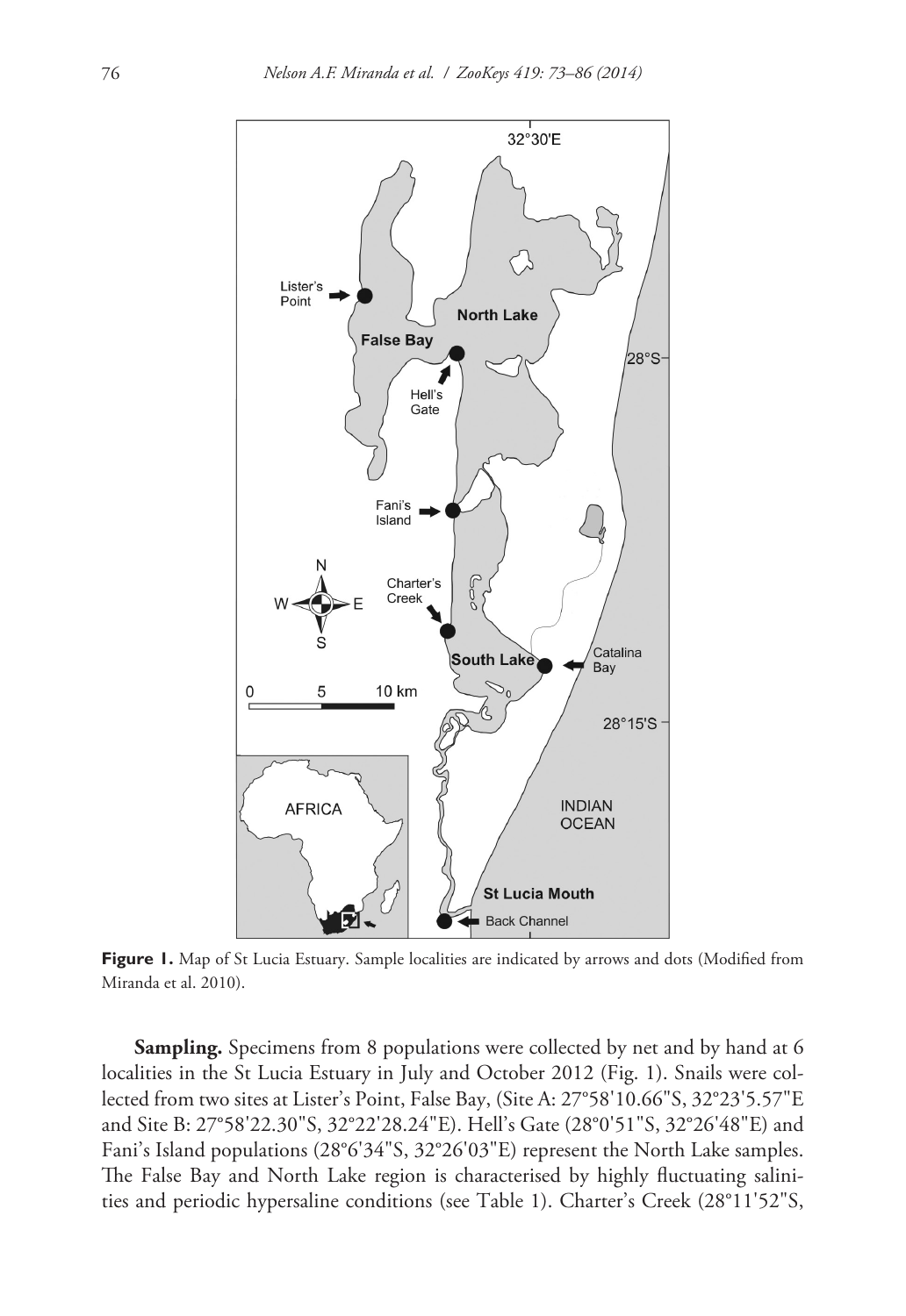**Figure 1.** Map of St Lucia Estuary. Sample localities are indicated by arrows and dots (Modified from Miranda et al. 2010).

**Sampling.** Specimens from 8 populations were collected by net and by hand at 6 localities in the St Lucia Estuary in July and October 2012 (Fig. 1). Snails were collected from two sites at Lister's Point, False Bay, (Site A: 27°58'10.66"S, 32°23'5.57"E and Site B: 27°58'22.30"S, 32°22'28.24"E). Hell's Gate (28°0'51"S, 32°26'48"E) and Fani's Island populations (28°6'34"S, 32°26'03"E) represent the North Lake samples. The False Bay and North Lake region is characterised by highly fluctuating salinities and periodic hypersaline conditions (see Table 1). Charter's Creek (28°11'52"S,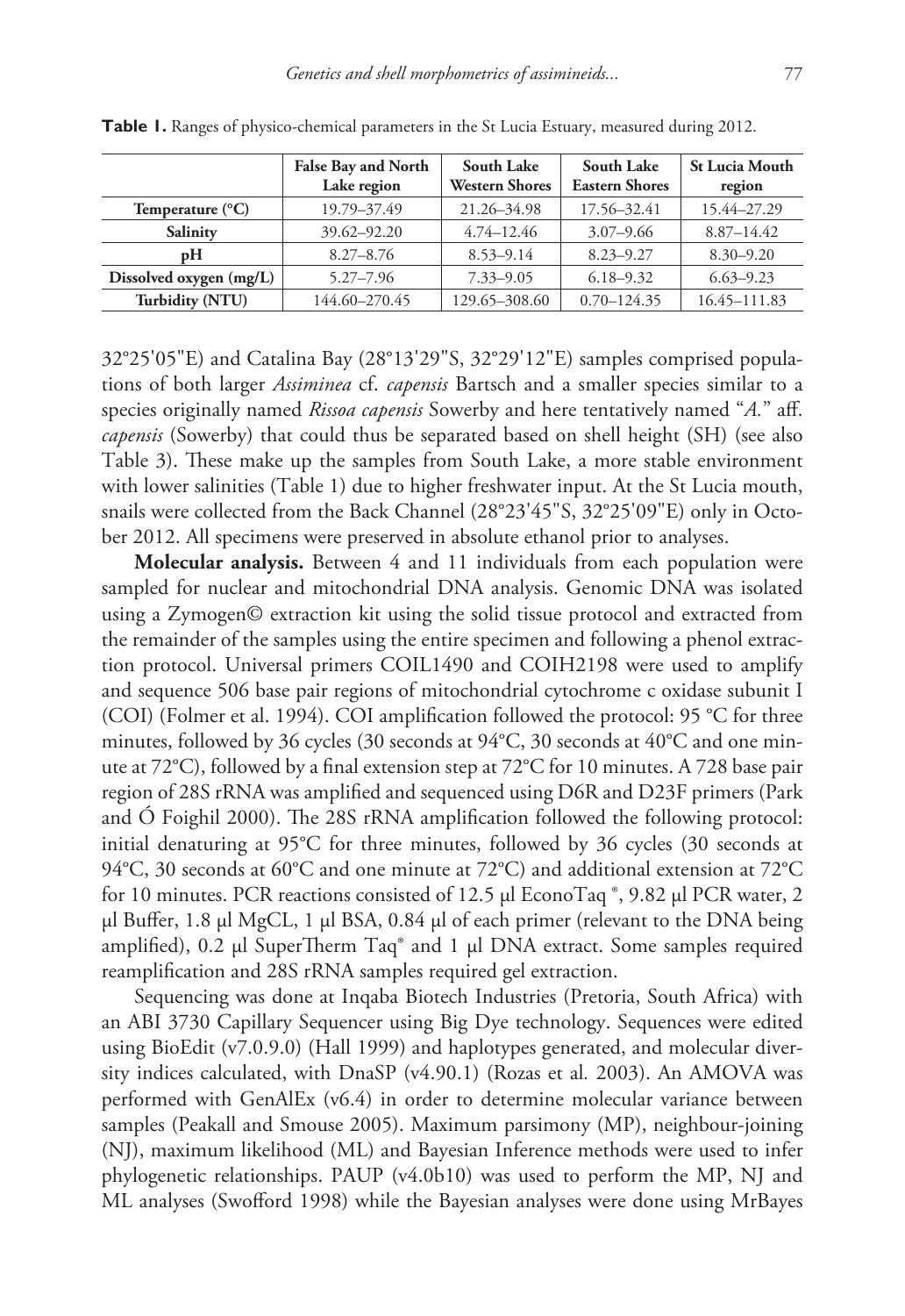**Table 1.** Ranges of physico-chemical parameters in the St Lucia Estuary, measured during 2012.

| | False Bay and North Lake region | South Lake Western Shores | South Lake Eastern Shores | St Lucia Mouth region |
|---|---|---|---|---|
| **Temperature (°C)** | 19.79–37.49 | 21.26–34.98 | 17.56–32.41 | 15.44–27.29 |
| **Salinity** | 39.62–92.20 | 4.74–12.46 | 3.07–9.66 | 8.87–14.42 |
| **pH** | 8.27–8.76 | 8.53–9.14 | 8.23–9.27 | 8.30–9.20 |
| **Dissolved oxygen (mg/L)** | 5.27–7.96 | 7.33–9.05 | 6.18–9.32 | 6.63–9.23 |
| **Turbidity (NTU)** | 144.60–270.45 | 129.65–308.60 | 0.70–124.35 | 16.45–111.83 |

32°25'05"E) and Catalina Bay (28°13'29"S, 32°29'12"E) samples comprised populations of both larger *Assiminea* cf. *capensis* Bartsch and a smaller species similar to a species originally named *Rissoa capensis* Sowerby and here tentatively named "*A.*" aff. *capensis* (Sowerby) that could thus be separated based on shell height (SH) (see also Table 3). These make up the samples from South Lake, a more stable environment with lower salinities (Table 1) due to higher freshwater input. At the St Lucia mouth, snails were collected from the Back Channel (28°23'45"S, 32°25'09"E) only in October 2012. All specimens were preserved in absolute ethanol prior to analyses.

**Molecular analysis.** Between 4 and 11 individuals from each population were sampled for nuclear and mitochondrial DNA analysis. Genomic DNA was isolated using a Zymogen© extraction kit using the solid tissue protocol and extracted from the remainder of the samples using the entire specimen and following a phenol extraction protocol. Universal primers COIL1490 and COIH2198 were used to amplify and sequence 506 base pair regions of mitochondrial cytochrome c oxidase subunit I (COI) (Folmer et al. 1994). COI amplification followed the protocol: 95 °C for three minutes, followed by 36 cycles (30 seconds at 94°C, 30 seconds at 40°C and one minute at 72°C), followed by a final extension step at 72°C for 10 minutes. A 728 base pair region of 28S rRNA was amplified and sequenced using D6R and D23F primers (Park and Ó Foighil 2000). The 28S rRNA amplification followed the following protocol: initial denaturing at 95°C for three minutes, followed by 36 cycles (30 seconds at 94°C, 30 seconds at 60°C and one minute at 72°C) and additional extension at 72°C for 10 minutes. PCR reactions consisted of 12.5 µl EconoTaq ®, 9.82 µl PCR water, 2 µl Buffer, 1.8 µl MgCL, 1 µl BSA, 0.84 µl of each primer (relevant to the DNA being amplified), 0.2 µl SuperTherm Taq® and 1 µl DNA extract. Some samples required reamplification and 28S rRNA samples required gel extraction.

Sequencing was done at Inqaba Biotech Industries (Pretoria, South Africa) with an ABI 3730 Capillary Sequencer using Big Dye technology. Sequences were edited using BioEdit (v7.0.9.0) (Hall 1999) and haplotypes generated, and molecular diversity indices calculated, with DnaSP (v4.90.1) (Rozas et al*.* 2003). An AMOVA was performed with GenAlEx (v6.4) in order to determine molecular variance between samples (Peakall and Smouse 2005). Maximum parsimony (MP), neighbour-joining (NJ), maximum likelihood (ML) and Bayesian Inference methods were used to infer phylogenetic relationships. PAUP (v4.0b10) was used to perform the MP, NJ and ML analyses (Swofford 1998) while the Bayesian analyses were done using MrBayes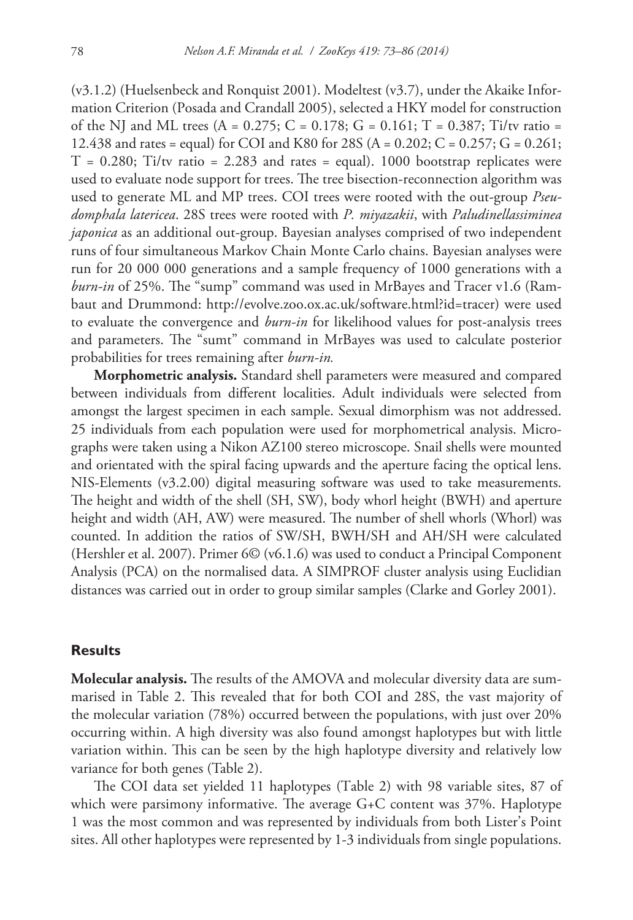(v3.1.2) (Huelsenbeck and Ronquist 2001). Modeltest (v3.7), under the Akaike Information Criterion (Posada and Crandall 2005), selected a HKY model for construction of the NJ and ML trees (A = 0.275; C = 0.178; G = 0.161; T = 0.387; Ti/tv ratio = 12.438 and rates = equal) for COI and K80 for 28S (A = 0.202; C = 0.257; G = 0.261; T = 0.280; Ti/tv ratio = 2.283 and rates = equal). 1000 bootstrap replicates were used to evaluate node support for trees. The tree bisection-reconnection algorithm was used to generate ML and MP trees. COI trees were rooted with the out-group *Pseudomphala latericea*. 28S trees were rooted with *P. miyazakii*, with *Paludinellassiminea japonica* as an additional out-group. Bayesian analyses comprised of two independent runs of four simultaneous Markov Chain Monte Carlo chains. Bayesian analyses were run for 20 000 000 generations and a sample frequency of 1000 generations with a *burn-in* of 25%. The "sump" command was used in MrBayes and Tracer v1.6 (Rambaut and Drummond: http://evolve.zoo.ox.ac.uk/software.html?id=tracer) were used to evaluate the convergence and *burn-in* for likelihood values for post-analysis trees and parameters. The "sumt" command in MrBayes was used to calculate posterior probabilities for trees remaining after *burn-in.*

**Morphometric analysis.** Standard shell parameters were measured and compared between individuals from different localities. Adult individuals were selected from amongst the largest specimen in each sample. Sexual dimorphism was not addressed. 25 individuals from each population were used for morphometrical analysis. Micrographs were taken using a Nikon AZ100 stereo microscope. Snail shells were mounted and orientated with the spiral facing upwards and the aperture facing the optical lens. NIS-Elements (v3.2.00) digital measuring software was used to take measurements. The height and width of the shell (SH, SW), body whorl height (BWH) and aperture height and width (AH, AW) were measured. The number of shell whorls (Whorl) was counted. In addition the ratios of SW/SH, BWH/SH and AH/SH were calculated (Hershler et al. 2007). Primer 6© (v6.1.6) was used to conduct a Principal Component Analysis (PCA) on the normalised data. A SIMPROF cluster analysis using Euclidian distances was carried out in order to group similar samples (Clarke and Gorley 2001).

## Results

**Molecular analysis.** The results of the AMOVA and molecular diversity data are summarised in Table 2. This revealed that for both COI and 28S, the vast majority of the molecular variation (78%) occurred between the populations, with just over 20% occurring within. A high diversity was also found amongst haplotypes but with little variation within. This can be seen by the high haplotype diversity and relatively low variance for both genes (Table 2).

The COI data set yielded 11 haplotypes (Table 2) with 98 variable sites, 87 of which were parsimony informative. The average G+C content was 37%. Haplotype 1 was the most common and was represented by individuals from both Lister's Point sites. All other haplotypes were represented by 1-3 individuals from single populations.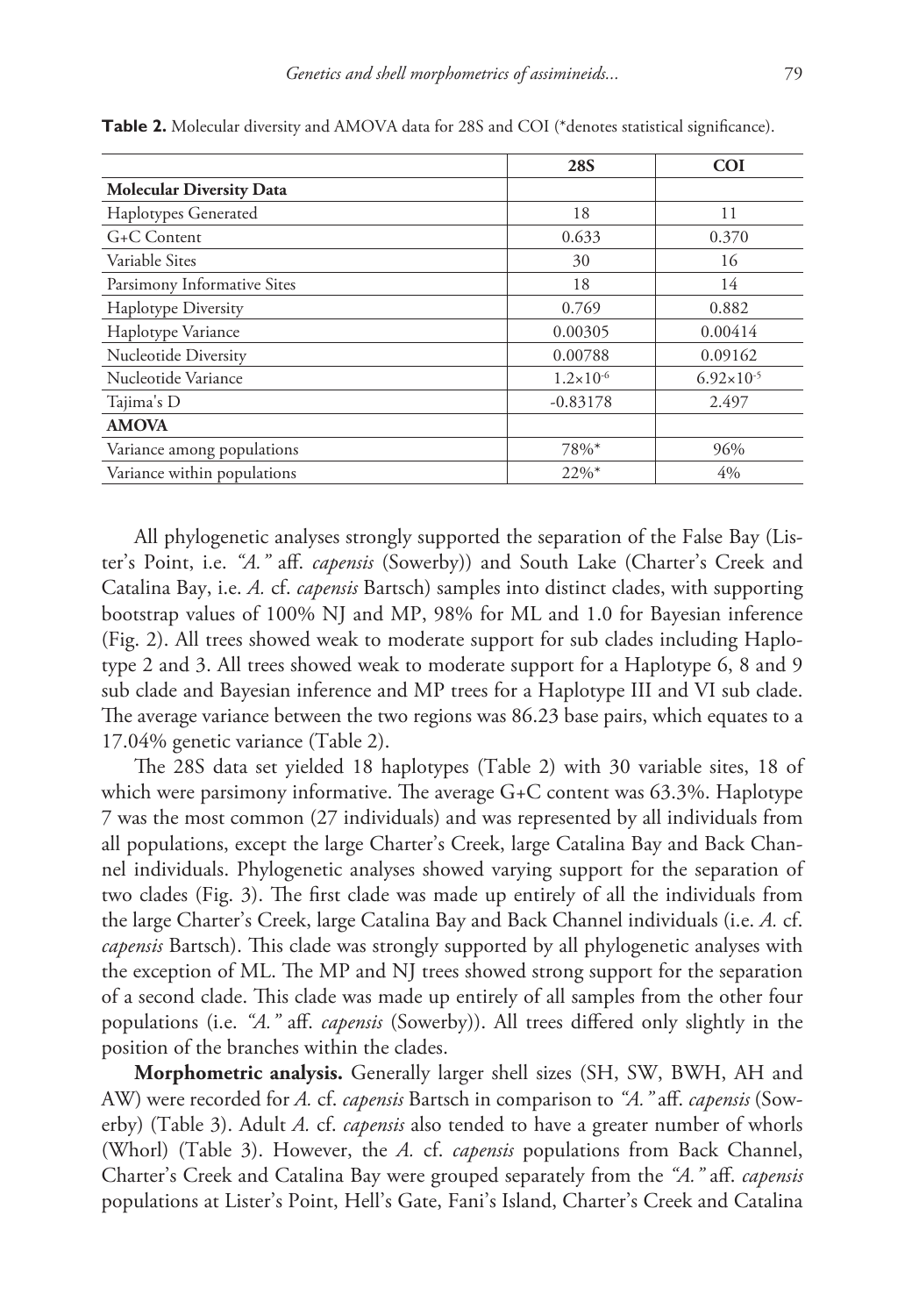**Table 2.** Molecular diversity and AMOVA data for 28S and COI (*denotes statistical significance).

| | 28S | COI |
|---|---|---|
| **Molecular Diversity Data** | | |
| Haplotypes Generated | 18 | 11 |
| G+C Content | 0.633 | 0.370 |
| Variable Sites | 30 | 16 |
| Parsimony Informative Sites | 18 | 14 |
| Haplotype Diversity | 0.769 | 0.882 |
| Haplotype Variance | 0.00305 | 0.00414 |
| Nucleotide Diversity | 0.00788 | 0.09162 |
| Nucleotide Variance | $1.2{\times}10^{-6}$ | $6.92{\times}10^{-5}$ |
| Tajima's D | -0.83178 | 2.497 |
| **AMOVA** | | |
| Variance among populations | 78%* | 96% |
| Variance within populations | 22%* | 4% |

All phylogenetic analyses strongly supported the separation of the False Bay (Lister's Point, i.e. *"A."* aff. *capensis* (Sowerby)) and South Lake (Charter's Creek and Catalina Bay, i.e. *A.* cf. *capensis* Bartsch) samples into distinct clades, with supporting bootstrap values of 100% NJ and MP, 98% for ML and 1.0 for Bayesian inference (Fig. 2). All trees showed weak to moderate support for sub clades including Haplotype 2 and 3. All trees showed weak to moderate support for a Haplotype 6, 8 and 9 sub clade and Bayesian inference and MP trees for a Haplotype III and VI sub clade. The average variance between the two regions was 86.23 base pairs, which equates to a 17.04% genetic variance (Table 2).

The 28S data set yielded 18 haplotypes (Table 2) with 30 variable sites, 18 of which were parsimony informative. The average G+C content was 63.3%. Haplotype 7 was the most common (27 individuals) and was represented by all individuals from all populations, except the large Charter's Creek, large Catalina Bay and Back Channel individuals. Phylogenetic analyses showed varying support for the separation of two clades (Fig. 3). The first clade was made up entirely of all the individuals from the large Charter's Creek, large Catalina Bay and Back Channel individuals (i.e. *A.* cf. *capensis* Bartsch). This clade was strongly supported by all phylogenetic analyses with the exception of ML. The MP and NJ trees showed strong support for the separation of a second clade. This clade was made up entirely of all samples from the other four populations (i.e. *"A."* aff. *capensis* (Sowerby)). All trees differed only slightly in the position of the branches within the clades.

**Morphometric analysis.** Generally larger shell sizes (SH, SW, BWH, AH and AW) were recorded for *A.* cf. *capensis* Bartsch in comparison to *"A."* aff. *capensis* (Sowerby) (Table 3). Adult *A.* cf. *capensis* also tended to have a greater number of whorls (Whorl) (Table 3). However, the *A.* cf. *capensis* populations from Back Channel, Charter's Creek and Catalina Bay were grouped separately from the *"A."* aff. *capensis* populations at Lister's Point, Hell's Gate, Fani's Island, Charter's Creek and Catalina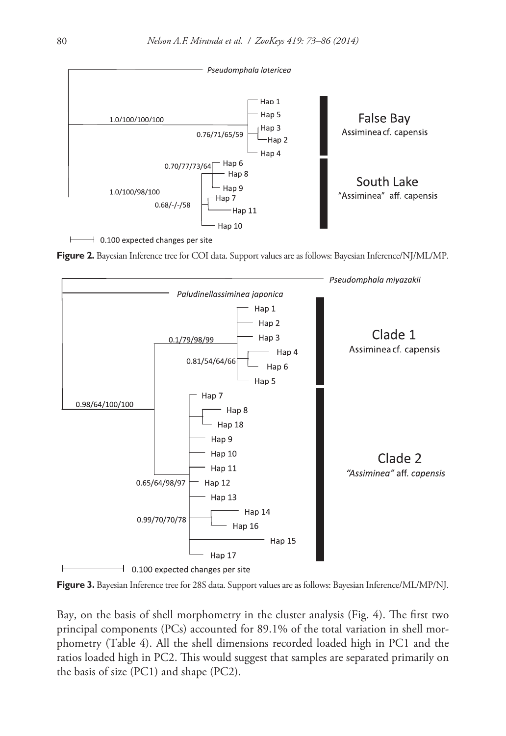**Figure 2.** Bayesian Inference tree for COI data. Support values are as follows: Bayesian Inference/NJ/ML/MP.

**Figure 3.** Bayesian Inference tree for 28S data. Support values are as follows: Bayesian Inference/ML/MP/NJ.

Bay, on the basis of shell morphometry in the cluster analysis (Fig. 4). The first two principal components (PCs) accounted for 89.1% of the total variation in shell morphometry (Table 4). All the shell dimensions recorded loaded high in PC1 and the ratios loaded high in PC2. This would suggest that samples are separated primarily on the basis of size (PC1) and shape (PC2).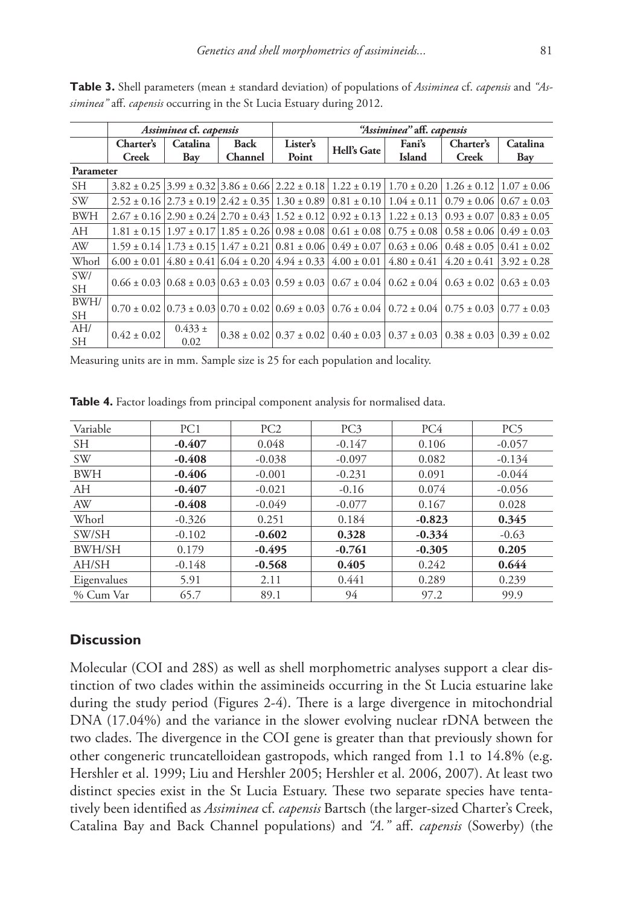**Table 3.** Shell parameters (mean ± standard deviation) of populations of *Assiminea* cf. *capensis* and *"Assiminea"* aff. *capensis* occurring in the St Lucia Estuary during 2012.

| | *Assiminea* cf. *capensis* | | | *"Assiminea"* aff. *capensis* | | | | |
|---|---|---|---|---|---|---|---|---|
| | Charter's Creek | Catalina Bay | Back Channel | Lister's Point | Hell's Gate | Fani's Island | Charter's Creek | Catalina Bay |
| **Parameter** | | | | | | | | |
| SH | 3.82 ± 0.25 | 3.99 ± 0.32 | 3.86 ± 0.66 | 2.22 ± 0.18 | 1.22 ± 0.19 | 1.70 ± 0.20 | 1.26 ± 0.12 | 1.07 ± 0.06 |
| SW | 2.52 ± 0.16 | 2.73 ± 0.19 | 2.42 ± 0.35 | 1.30 ± 0.89 | 0.81 ± 0.10 | 1.04 ± 0.11 | 0.79 ± 0.06 | 0.67 ± 0.03 |
| BWH | 2.67 ± 0.16 | 2.90 ± 0.24 | 2.70 ± 0.43 | 1.52 ± 0.12 | 0.92 ± 0.13 | 1.22 ± 0.13 | 0.93 ± 0.07 | 0.83 ± 0.05 |
| AH | 1.81 ± 0.15 | 1.97 ± 0.17 | 1.85 ± 0.26 | 0.98 ± 0.08 | 0.61 ± 0.08 | 0.75 ± 0.08 | 0.58 ± 0.06 | 0.49 ± 0.03 |
| AW | 1.59 ± 0.14 | 1.73 ± 0.15 | 1.47 ± 0.21 | 0.81 ± 0.06 | 0.49 ± 0.07 | 0.63 ± 0.06 | 0.48 ± 0.05 | 0.41 ± 0.02 |
| Whorl | 6.00 ± 0.01 | 4.80 ± 0.41 | 6.04 ± 0.20 | 4.94 ± 0.33 | 4.00 ± 0.01 | 4.80 ± 0.41 | 4.20 ± 0.41 | 3.92 ± 0.28 |
| SW/SH | 0.66 ± 0.03 | 0.68 ± 0.03 | 0.63 ± 0.03 | 0.59 ± 0.03 | 0.67 ± 0.04 | 0.62 ± 0.04 | 0.63 ± 0.02 | 0.63 ± 0.03 |
| BWH/SH | 0.70 ± 0.02 | 0.73 ± 0.03 | 0.70 ± 0.02 | 0.69 ± 0.03 | 0.76 ± 0.04 | 0.72 ± 0.04 | 0.75 ± 0.03 | 0.77 ± 0.03 |
| AH/SH | 0.42 ± 0.02 | 0.433 ± 0.02 | 0.38 ± 0.02 | 0.37 ± 0.02 | 0.40 ± 0.03 | 0.37 ± 0.03 | 0.38 ± 0.03 | 0.39 ± 0.02 |

Measuring units are in mm. Sample size is 25 for each population and locality.

**Table 4.** Factor loadings from principal component analysis for normalised data.

| Variable | PC1 | PC2 | PC3 | PC4 | PC5 |
|---|---|---|---|---|---|
| SH | **-0.407** | 0.048 | -0.147 | 0.106 | -0.057 |
| SW | **-0.408** | -0.038 | -0.097 | 0.082 | -0.134 |
| BWH | **-0.406** | -0.001 | -0.231 | 0.091 | -0.044 |
| AH | **-0.407** | -0.021 | -0.16 | 0.074 | -0.056 |
| AW | **-0.408** | -0.049 | -0.077 | 0.167 | 0.028 |
| Whorl | -0.326 | 0.251 | 0.184 | **-0.823** | **0.345** |
| SW/SH | -0.102 | **-0.602** | **0.328** | **-0.334** | -0.63 |
| BWH/SH | 0.179 | **-0.495** | **-0.761** | **-0.305** | **0.205** |
| AH/SH | -0.148 | **-0.568** | **0.405** | 0.242 | **0.644** |
| Eigenvalues | 5.91 | 2.11 | 0.441 | 0.289 | 0.239 |
| % Cum Var | 65.7 | 89.1 | 94 | 97.2 | 99.9 |

## Discussion

Molecular (COI and 28S) as well as shell morphometric analyses support a clear distinction of two clades within the assimineids occurring in the St Lucia estuarine lake during the study period (Figures 2-4). There is a large divergence in mitochondrial DNA (17.04%) and the variance in the slower evolving nuclear rDNA between the two clades. The divergence in the COI gene is greater than that previously shown for other congeneric truncatelloidean gastropods, which ranged from 1.1 to 14.8% (e.g. Hershler et al. 1999; Liu and Hershler 2005; Hershler et al. 2006, 2007). At least two distinct species exist in the St Lucia Estuary. These two separate species have tentatively been identified as *Assiminea* cf. *capensis* Bartsch (the larger-sized Charter's Creek, Catalina Bay and Back Channel populations) and *"A."* aff. *capensis* (Sowerby) (the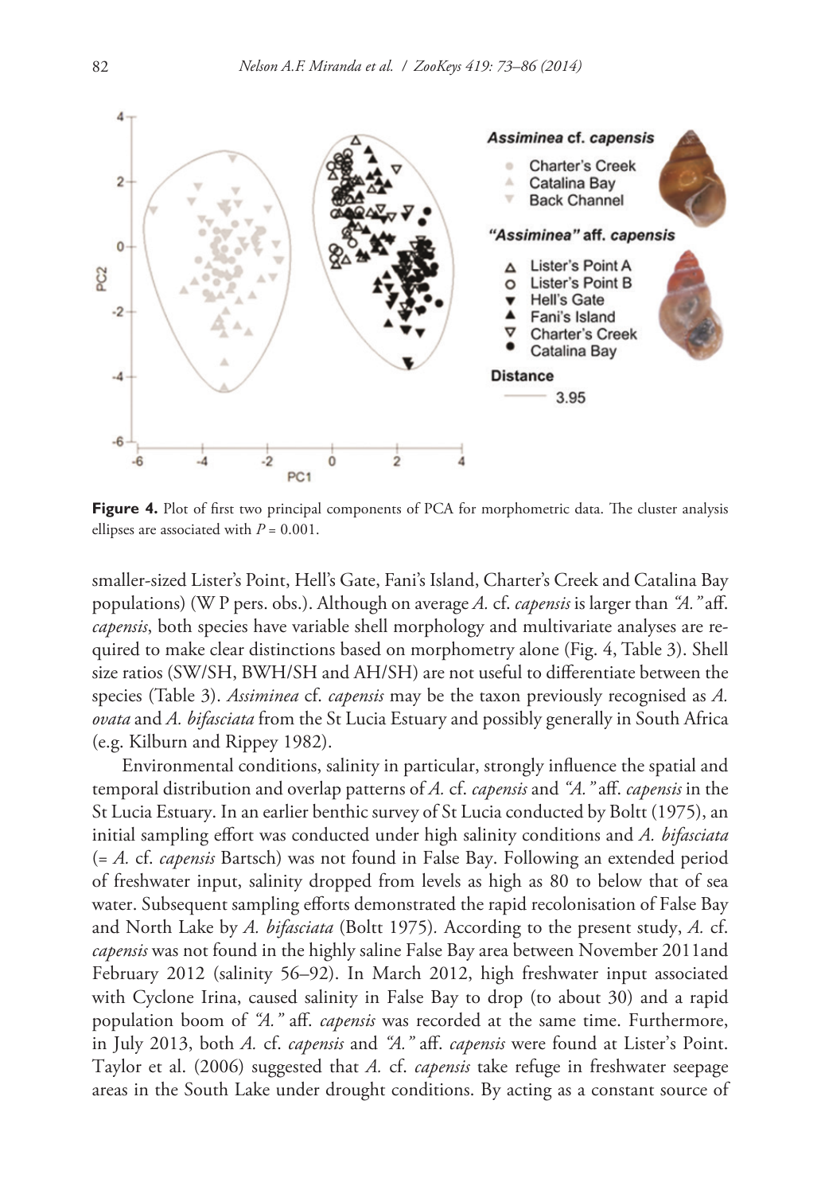**Figure 4.** Plot of first two principal components of PCA for morphometric data. The cluster analysis ellipses are associated with $P = 0.001$.

smaller-sized Lister's Point, Hell's Gate, Fani's Island, Charter's Creek and Catalina Bay populations) (W P pers. obs.). Although on average *A.* cf. *capensis* is larger than *"A."* aff. *capensis*, both species have variable shell morphology and multivariate analyses are required to make clear distinctions based on morphometry alone (Fig. 4, Table 3). Shell size ratios (SW/SH, BWH/SH and AH/SH) are not useful to differentiate between the species (Table 3). *Assiminea* cf. *capensis* may be the taxon previously recognised as *A. ovata* and *A. bifasciata* from the St Lucia Estuary and possibly generally in South Africa (e.g. Kilburn and Rippey 1982).

Environmental conditions, salinity in particular, strongly influence the spatial and temporal distribution and overlap patterns of *A.* cf. *capensis* and *"A."* aff. *capensis* in the St Lucia Estuary. In an earlier benthic survey of St Lucia conducted by Boltt (1975), an initial sampling effort was conducted under high salinity conditions and *A. bifasciata* (= *A.* cf. *capensis* Bartsch) was not found in False Bay. Following an extended period of freshwater input, salinity dropped from levels as high as 80 to below that of sea water. Subsequent sampling efforts demonstrated the rapid recolonisation of False Bay and North Lake by *A. bifasciata* (Boltt 1975). According to the present study, *A.* cf. *capensis* was not found in the highly saline False Bay area between November 2011and February 2012 (salinity 56–92). In March 2012, high freshwater input associated with Cyclone Irina, caused salinity in False Bay to drop (to about 30) and a rapid population boom of *"A."* aff. *capensis* was recorded at the same time. Furthermore, in July 2013, both *A.* cf. *capensis* and *"A."* aff. *capensis* were found at Lister's Point. Taylor et al. (2006) suggested that *A.* cf. *capensis* take refuge in freshwater seepage areas in the South Lake under drought conditions. By acting as a constant source of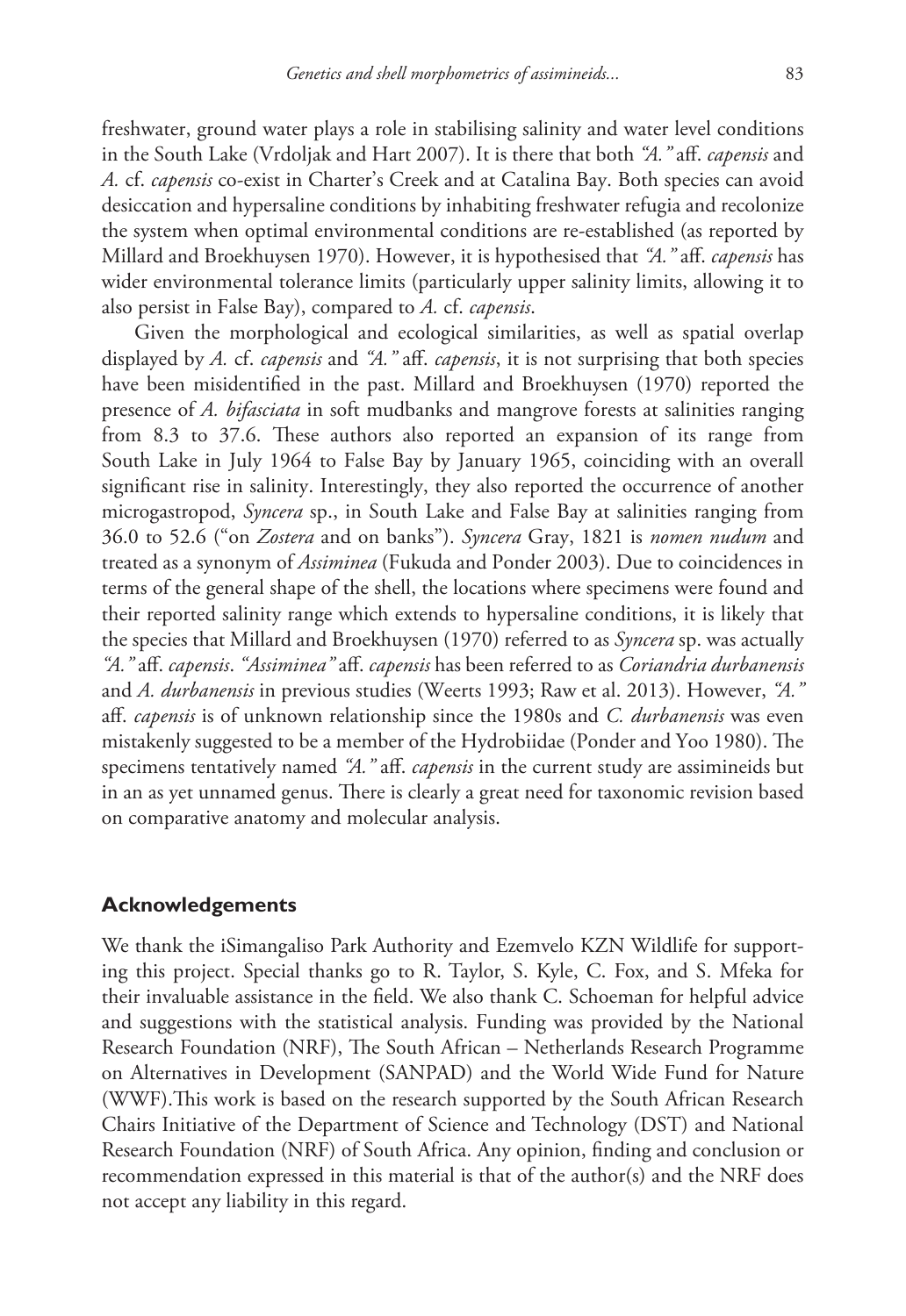freshwater, ground water plays a role in stabilising salinity and water level conditions in the South Lake (Vrdoljak and Hart 2007). It is there that both *"A." aff. capensis* and *A.* cf. *capensis* co-exist in Charter's Creek and at Catalina Bay. Both species can avoid desiccation and hypersaline conditions by inhabiting freshwater refugia and recolonize the system when optimal environmental conditions are re-established (as reported by Millard and Broekhuysen 1970). However, it is hypothesised that *"A."* aff. *capensis* has wider environmental tolerance limits (particularly upper salinity limits, allowing it to also persist in False Bay), compared to *A.* cf. *capensis*.

Given the morphological and ecological similarities, as well as spatial overlap displayed by *A.* cf. *capensis* and *"A."* aff. *capensis*, it is not surprising that both species have been misidentified in the past. Millard and Broekhuysen (1970) reported the presence of *A. bifasciata* in soft mudbanks and mangrove forests at salinities ranging from 8.3 to 37.6. These authors also reported an expansion of its range from South Lake in July 1964 to False Bay by January 1965, coinciding with an overall significant rise in salinity. Interestingly, they also reported the occurrence of another microgastropod, *Syncera* sp., in South Lake and False Bay at salinities ranging from 36.0 to 52.6 ("on *Zostera* and on banks"). *Syncera* Gray, 1821 is *nomen nudum* and treated as a synonym of *Assiminea* (Fukuda and Ponder 2003). Due to coincidences in terms of the general shape of the shell, the locations where specimens were found and their reported salinity range which extends to hypersaline conditions, it is likely that the species that Millard and Broekhuysen (1970) referred to as *Syncera* sp. was actually *"A."* aff. *capensis*. *"Assiminea"* aff. *capensis* has been referred to as *Coriandria durbanensis* and *A. durbanensis* in previous studies (Weerts 1993; Raw et al. 2013). However, *"A."* aff. *capensis* is of unknown relationship since the 1980s and *C. durbanensis* was even mistakenly suggested to be a member of the Hydrobiidae (Ponder and Yoo 1980). The specimens tentatively named *"A."* aff. *capensis* in the current study are assimineids but in an as yet unnamed genus. There is clearly a great need for taxonomic revision based on comparative anatomy and molecular analysis.

## Acknowledgements

We thank the iSimangaliso Park Authority and Ezemvelo KZN Wildlife for supporting this project. Special thanks go to R. Taylor, S. Kyle, C. Fox, and S. Mfeka for their invaluable assistance in the field. We also thank C. Schoeman for helpful advice and suggestions with the statistical analysis. Funding was provided by the National Research Foundation (NRF), The South African – Netherlands Research Programme on Alternatives in Development (SANPAD) and the World Wide Fund for Nature (WWF).This work is based on the research supported by the South African Research Chairs Initiative of the Department of Science and Technology (DST) and National Research Foundation (NRF) of South Africa. Any opinion, finding and conclusion or recommendation expressed in this material is that of the author(s) and the NRF does not accept any liability in this regard.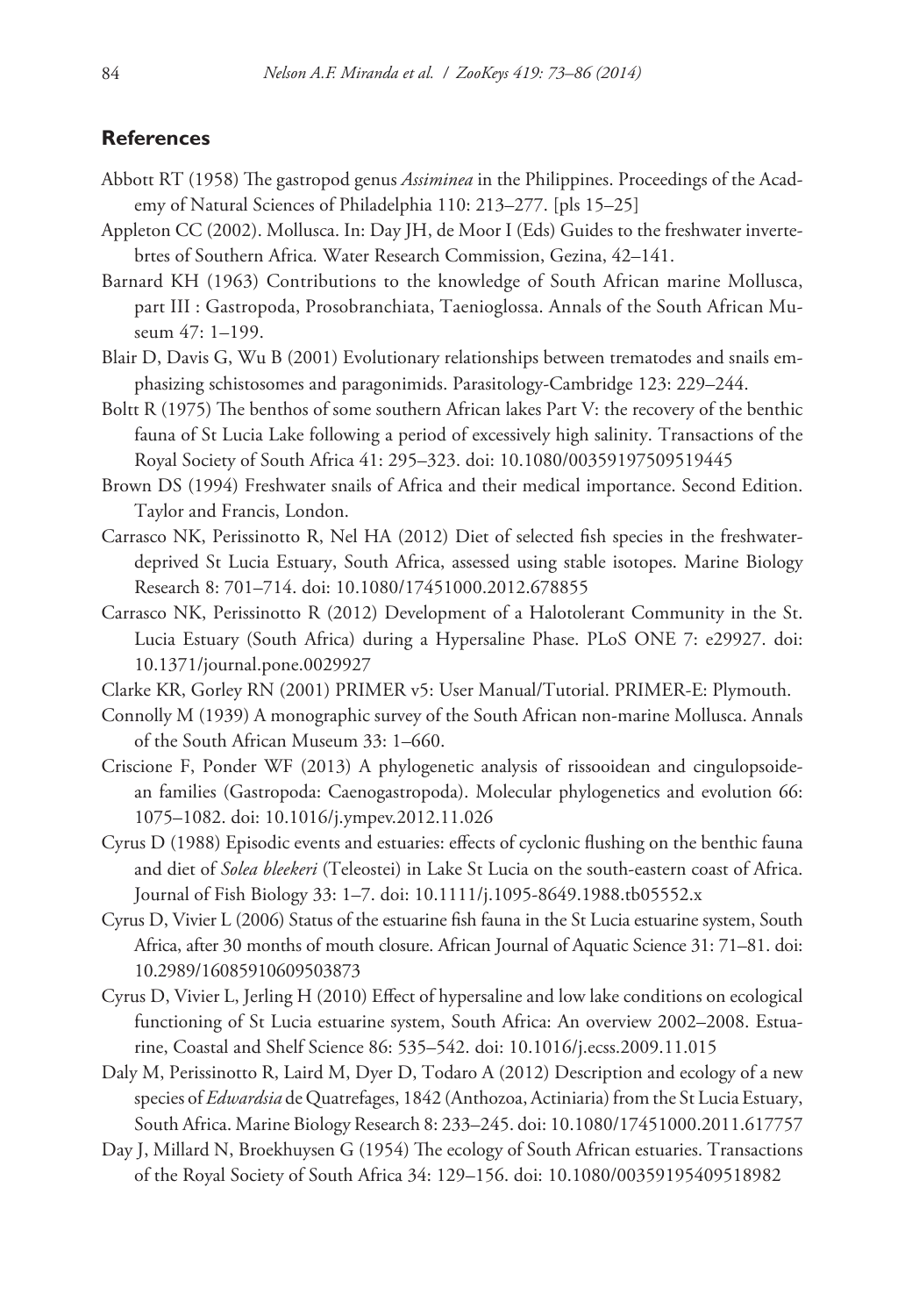## References

Abbott RT (1958) The gastropod genus *Assiminea* in the Philippines. Proceedings of the Academy of Natural Sciences of Philadelphia 110: 213–277. [pls 15–25]

Appleton CC (2002). Mollusca. In: Day JH, de Moor I (Eds) Guides to the freshwater invertebrtes of Southern Africa*.* Water Research Commission, Gezina, 42–141.

Barnard KH (1963) Contributions to the knowledge of South African marine Mollusca, part III : Gastropoda, Prosobranchiata, Taenioglossa. Annals of the South African Museum 47: 1–199.

Blair D, Davis G, Wu B (2001) Evolutionary relationships between trematodes and snails emphasizing schistosomes and paragonimids. Parasitology-Cambridge 123: 229–244.

Boltt R (1975) The benthos of some southern African lakes Part V: the recovery of the benthic fauna of St Lucia Lake following a period of excessively high salinity. Transactions of the Royal Society of South Africa 41: 295–323. doi: 10.1080/00359197509519445

Brown DS (1994) Freshwater snails of Africa and their medical importance. Second Edition. Taylor and Francis, London.

Carrasco NK, Perissinotto R, Nel HA (2012) Diet of selected fish species in the freshwater-deprived St Lucia Estuary, South Africa, assessed using stable isotopes. Marine Biology Research 8: 701–714. doi: 10.1080/17451000.2012.678855

Carrasco NK, Perissinotto R (2012) Development of a Halotolerant Community in the St. Lucia Estuary (South Africa) during a Hypersaline Phase. PLoS ONE 7: e29927. doi: 10.1371/journal.pone.0029927

Clarke KR, Gorley RN (2001) PRIMER v5: User Manual/Tutorial. PRIMER-E: Plymouth.

Connolly M (1939) A monographic survey of the South African non-marine Mollusca. Annals of the South African Museum 33: 1–660.

Criscione F, Ponder WF (2013) A phylogenetic analysis of rissooidean and cingulopsoidean families (Gastropoda: Caenogastropoda). Molecular phylogenetics and evolution 66: 1075–1082. doi: 10.1016/j.ympev.2012.11.026

Cyrus D (1988) Episodic events and estuaries: effects of cyclonic flushing on the benthic fauna and diet of *Solea bleekeri* (Teleostei) in Lake St Lucia on the south-eastern coast of Africa. Journal of Fish Biology 33: 1–7. doi: 10.1111/j.1095-8649.1988.tb05552.x

Cyrus D, Vivier L (2006) Status of the estuarine fish fauna in the St Lucia estuarine system, South Africa, after 30 months of mouth closure. African Journal of Aquatic Science 31: 71–81. doi: 10.2989/16085910609503873

Cyrus D, Vivier L, Jerling H (2010) Effect of hypersaline and low lake conditions on ecological functioning of St Lucia estuarine system, South Africa: An overview 2002–2008. Estuarine, Coastal and Shelf Science 86: 535–542. doi: 10.1016/j.ecss.2009.11.015

Daly M, Perissinotto R, Laird M, Dyer D, Todaro A (2012) Description and ecology of a new species of *Edwardsia* de Quatrefages, 1842 (Anthozoa, Actiniaria) from the St Lucia Estuary, South Africa. Marine Biology Research 8: 233–245. doi: 10.1080/17451000.2011.617757

Day J, Millard N, Broekhuysen G (1954) The ecology of South African estuaries. Transactions of the Royal Society of South Africa 34: 129–156. doi: 10.1080/00359195409518982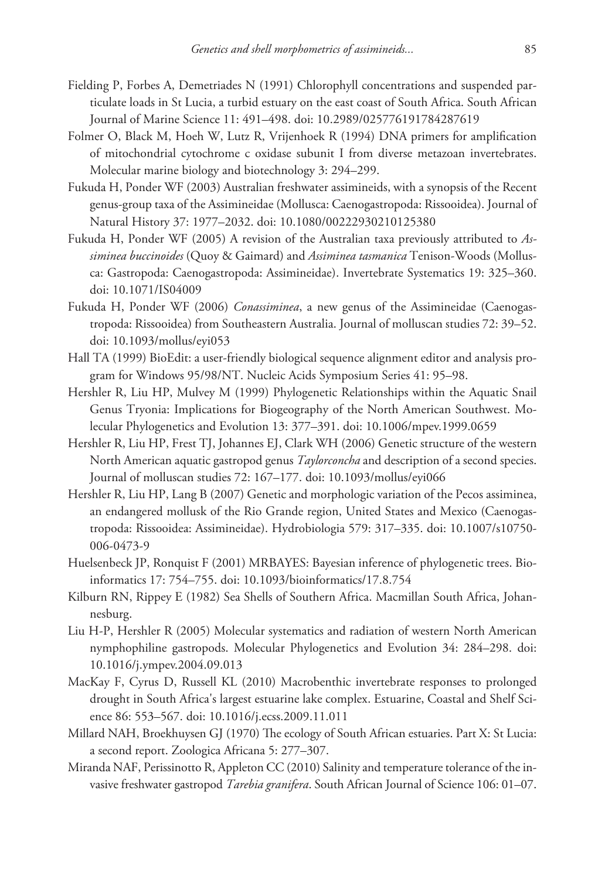Fielding P, Forbes A, Demetriades N (1991) Chlorophyll concentrations and suspended particulate loads in St Lucia, a turbid estuary on the east coast of South Africa. South African Journal of Marine Science 11: 491–498. doi: 10.2989/025776191784287619

Folmer O, Black M, Hoeh W, Lutz R, Vrijenhoek R (1994) DNA primers for amplification of mitochondrial cytochrome c oxidase subunit I from diverse metazoan invertebrates. Molecular marine biology and biotechnology 3: 294–299.

Fukuda H, Ponder WF (2003) Australian freshwater assimineids, with a synopsis of the Recent genus-group taxa of the Assimineidae (Mollusca: Caenogastropoda: Rissooidea). Journal of Natural History 37: 1977–2032. doi: 10.1080/00222930210125380

Fukuda H, Ponder WF (2005) A revision of the Australian taxa previously attributed to *Assiminea buccinoides* (Quoy & Gaimard) and *Assiminea tasmanica* Tenison-Woods (Mollusca: Gastropoda: Caenogastropoda: Assimineidae). Invertebrate Systematics 19: 325–360. doi: 10.1071/IS04009

Fukuda H, Ponder WF (2006) *Conassiminea*, a new genus of the Assimineidae (Caenogastropoda: Rissooidea) from Southeastern Australia. Journal of molluscan studies 72: 39–52. doi: 10.1093/mollus/eyi053

Hall TA (1999) BioEdit: a user-friendly biological sequence alignment editor and analysis program for Windows 95/98/NT. Nucleic Acids Symposium Series 41: 95–98.

Hershler R, Liu HP, Mulvey M (1999) Phylogenetic Relationships within the Aquatic Snail Genus Tryonia: Implications for Biogeography of the North American Southwest. Molecular Phylogenetics and Evolution 13: 377–391. doi: 10.1006/mpev.1999.0659

Hershler R, Liu HP, Frest TJ, Johannes EJ, Clark WH (2006) Genetic structure of the western North American aquatic gastropod genus *Taylorconcha* and description of a second species. Journal of molluscan studies 72: 167–177. doi: 10.1093/mollus/eyi066

Hershler R, Liu HP, Lang B (2007) Genetic and morphologic variation of the Pecos assiminea, an endangered mollusk of the Rio Grande region, United States and Mexico (Caenogastropoda: Rissooidea: Assimineidae). Hydrobiologia 579: 317–335. doi: 10.1007/s10750-006-0473-9

Huelsenbeck JP, Ronquist F (2001) MRBAYES: Bayesian inference of phylogenetic trees. Bioinformatics 17: 754–755. doi: 10.1093/bioinformatics/17.8.754

Kilburn RN, Rippey E (1982) Sea Shells of Southern Africa. Macmillan South Africa, Johannesburg.

Liu H-P, Hershler R (2005) Molecular systematics and radiation of western North American nymphophiline gastropods. Molecular Phylogenetics and Evolution 34: 284–298. doi: 10.1016/j.ympev.2004.09.013

MacKay F, Cyrus D, Russell KL (2010) Macrobenthic invertebrate responses to prolonged drought in South Africa's largest estuarine lake complex. Estuarine, Coastal and Shelf Science 86: 553–567. doi: 10.1016/j.ecss.2009.11.011

Millard NAH, Broekhuysen GJ (1970) The ecology of South African estuaries. Part X: St Lucia: a second report. Zoologica Africana 5: 277–307.

Miranda NAF, Perissinotto R, Appleton CC (2010) Salinity and temperature tolerance of the invasive freshwater gastropod *Tarebia granifera*. South African Journal of Science 106: 01–07.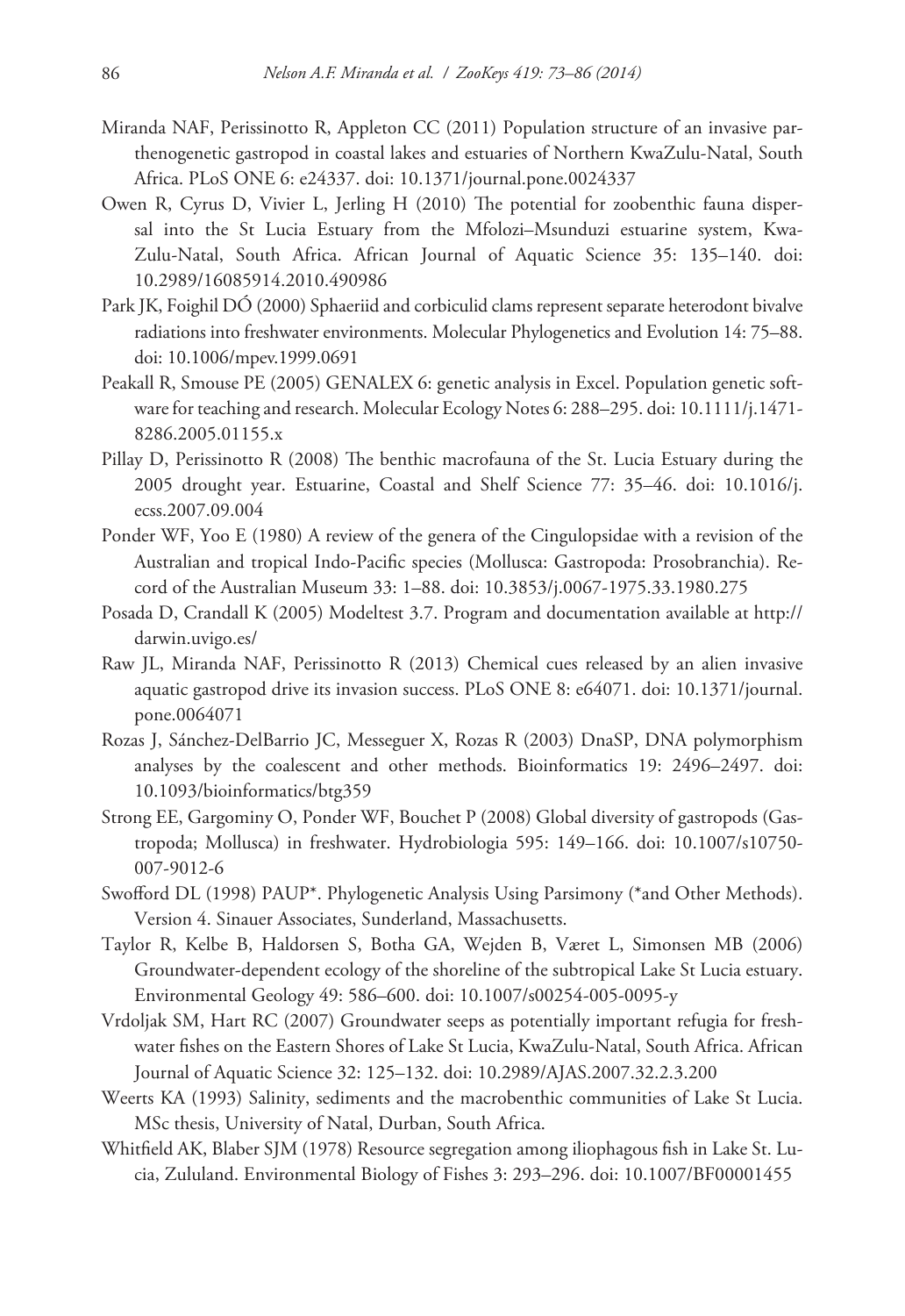Miranda NAF, Perissinotto R, Appleton CC (2011) Population structure of an invasive parthenogenetic gastropod in coastal lakes and estuaries of Northern KwaZulu-Natal, South Africa. PLoS ONE 6: e24337. doi: 10.1371/journal.pone.0024337

Owen R, Cyrus D, Vivier L, Jerling H (2010) The potential for zoobenthic fauna dispersal into the St Lucia Estuary from the Mfolozi–Msunduzi estuarine system, KwaZulu-Natal, South Africa. African Journal of Aquatic Science 35: 135–140. doi: 10.2989/16085914.2010.490986

Park JK, Foighil DÓ (2000) Sphaeriid and corbiculid clams represent separate heterodont bivalve radiations into freshwater environments. Molecular Phylogenetics and Evolution 14: 75–88. doi: 10.1006/mpev.1999.0691

Peakall R, Smouse PE (2005) GENALEX 6: genetic analysis in Excel. Population genetic software for teaching and research. Molecular Ecology Notes 6: 288–295. doi: 10.1111/j.1471-8286.2005.01155.x

Pillay D, Perissinotto R (2008) The benthic macrofauna of the St. Lucia Estuary during the 2005 drought year. Estuarine, Coastal and Shelf Science 77: 35–46. doi: 10.1016/j.ecss.2007.09.004

Ponder WF, Yoo E (1980) A review of the genera of the Cingulopsidae with a revision of the Australian and tropical Indo-Pacific species (Mollusca: Gastropoda: Prosobranchia). Record of the Australian Museum 33: 1–88. doi: 10.3853/j.0067-1975.33.1980.275

Posada D, Crandall K (2005) Modeltest 3.7. Program and documentation available at http://darwin.uvigo.es/

Raw JL, Miranda NAF, Perissinotto R (2013) Chemical cues released by an alien invasive aquatic gastropod drive its invasion success. PLoS ONE 8: e64071. doi: 10.1371/journal.pone.0064071

Rozas J, Sánchez-DelBarrio JC, Messeguer X, Rozas R (2003) DnaSP, DNA polymorphism analyses by the coalescent and other methods. Bioinformatics 19: 2496–2497. doi: 10.1093/bioinformatics/btg359

Strong EE, Gargominy O, Ponder WF, Bouchet P (2008) Global diversity of gastropods (Gastropoda; Mollusca) in freshwater. Hydrobiologia 595: 149–166. doi: 10.1007/s10750-007-9012-6

Swofford DL (1998) PAUP*. Phylogenetic Analysis Using Parsimony (*and Other Methods). Version 4. Sinauer Associates, Sunderland, Massachusetts.

Taylor R, Kelbe B, Haldorsen S, Botha GA, Wejden B, Været L, Simonsen MB (2006) Groundwater-dependent ecology of the shoreline of the subtropical Lake St Lucia estuary. Environmental Geology 49: 586–600. doi: 10.1007/s00254-005-0095-y

Vrdoljak SM, Hart RC (2007) Groundwater seeps as potentially important refugia for freshwater fishes on the Eastern Shores of Lake St Lucia, KwaZulu-Natal, South Africa. African Journal of Aquatic Science 32: 125–132. doi: 10.2989/AJAS.2007.32.2.3.200

Weerts KA (1993) Salinity, sediments and the macrobenthic communities of Lake St Lucia. MSc thesis, University of Natal, Durban, South Africa.

Whitfield AK, Blaber SJM (1978) Resource segregation among iliophagous fish in Lake St. Lucia, Zululand. Environmental Biology of Fishes 3: 293–296. doi: 10.1007/BF00001455